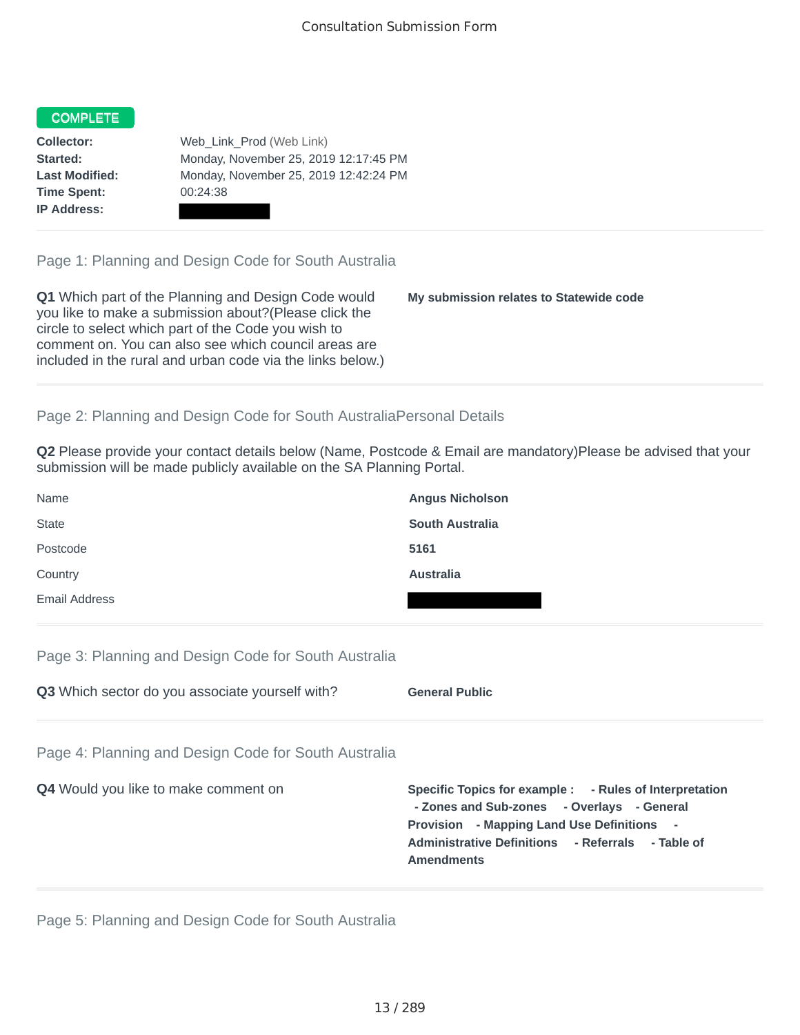# Consultation Submission Form

**COMPLETE**

| | |
|---|---|
| **Collector:** | Web_Link_Prod (Web Link) |
| **Started:** | Monday, November 25, 2019 12:17:45 PM |
| **Last Modified:** | Monday, November 25, 2019 12:42:24 PM |
| **Time Spent:** | 00:24:38 |
| **IP Address:** | |

## Page 1: Planning and Design Code for South Australia

**Q1** Which part of the Planning and Design Code would you like to make a submission about?(Please click the circle to select which part of the Code you wish to comment on. You can also see which council areas are included in the rural and urban code via the links below.)

**My submission relates to Statewide code**

## Page 2: Planning and Design Code for South AustraliaPersonal Details

**Q2** Please provide your contact details below (Name, Postcode & Email are mandatory)Please be advised that your submission will be made publicly available on the SA Planning Portal.

| | |
|---|---|
| Name | **Angus Nicholson** |
| State | **South Australia** |
| Postcode | **5161** |
| Country | **Australia** |
| Email Address | |

## Page 3: Planning and Design Code for South Australia

**Q3** Which sector do you associate yourself with?

**General Public**

## Page 4: Planning and Design Code for South Australia

**Q4** Would you like to make comment on

**Specific Topics for example : - Rules of Interpretation - Zones and Sub-zones - Overlays - General Provision - Mapping Land Use Definitions - Administrative Definitions - Referrals - Table of Amendments**

## Page 5: Planning and Design Code for South Australia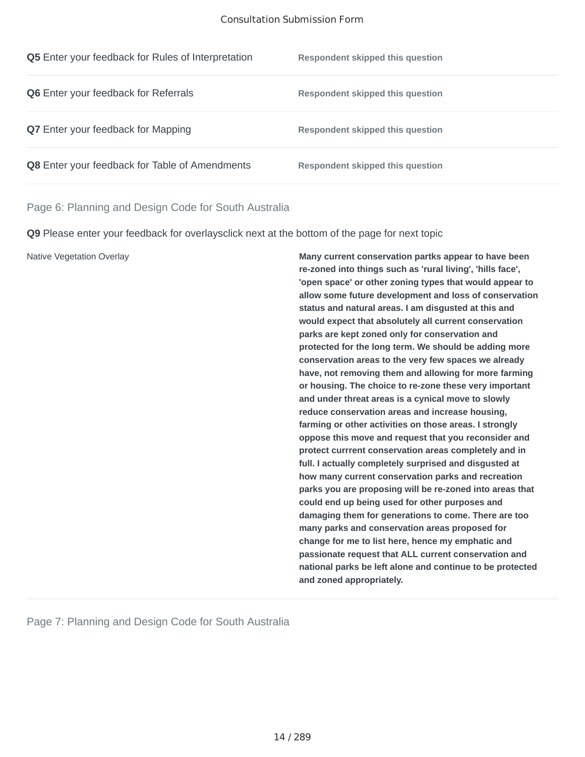**Q5** Enter your feedback for Rules of Interpretation — **Respondent skipped this question**

**Q6** Enter your feedback for Referrals — **Respondent skipped this question**

**Q7** Enter your feedback for Mapping — **Respondent skipped this question**

**Q8** Enter your feedback for Table of Amendments — **Respondent skipped this question**

## Page 6: Planning and Design Code for South Australia

**Q9** Please enter your feedback for overlaysclick next at the bottom of the page for next topic

| | |
|---|---|
| Native Vegetation Overlay | **Many current conservation partks appear to have been re-zoned into things such as 'rural living', 'hills face', 'open space' or other zoning types that would appear to allow some future development and loss of conservation status and natural areas. I am disgusted at this and would expect that absolutely all current conservation parks are kept zoned only for conservation and protected for the long term. We should be adding more conservation areas to the very few spaces we already have, not removing them and allowing for more farming or housing. The choice to re-zone these very important and under threat areas is a cynical move to slowly reduce conservation areas and increase housing, farming or other activities on those areas. I strongly oppose this move and request that you reconsider and protect currrent conservation areas completely and in full. I actually completely surprised and disgusted at how many current conservation parks and recreation parks you are proposing will be re-zoned into areas that could end up being used for other purposes and damaging them for generations to come. There are too many parks and conservation areas proposed for change for me to list here, hence my emphatic and passionate request that ALL current conservation and national parks be left alone and continue to be protected and zoned appropriately.** |

## Page 7: Planning and Design Code for South Australia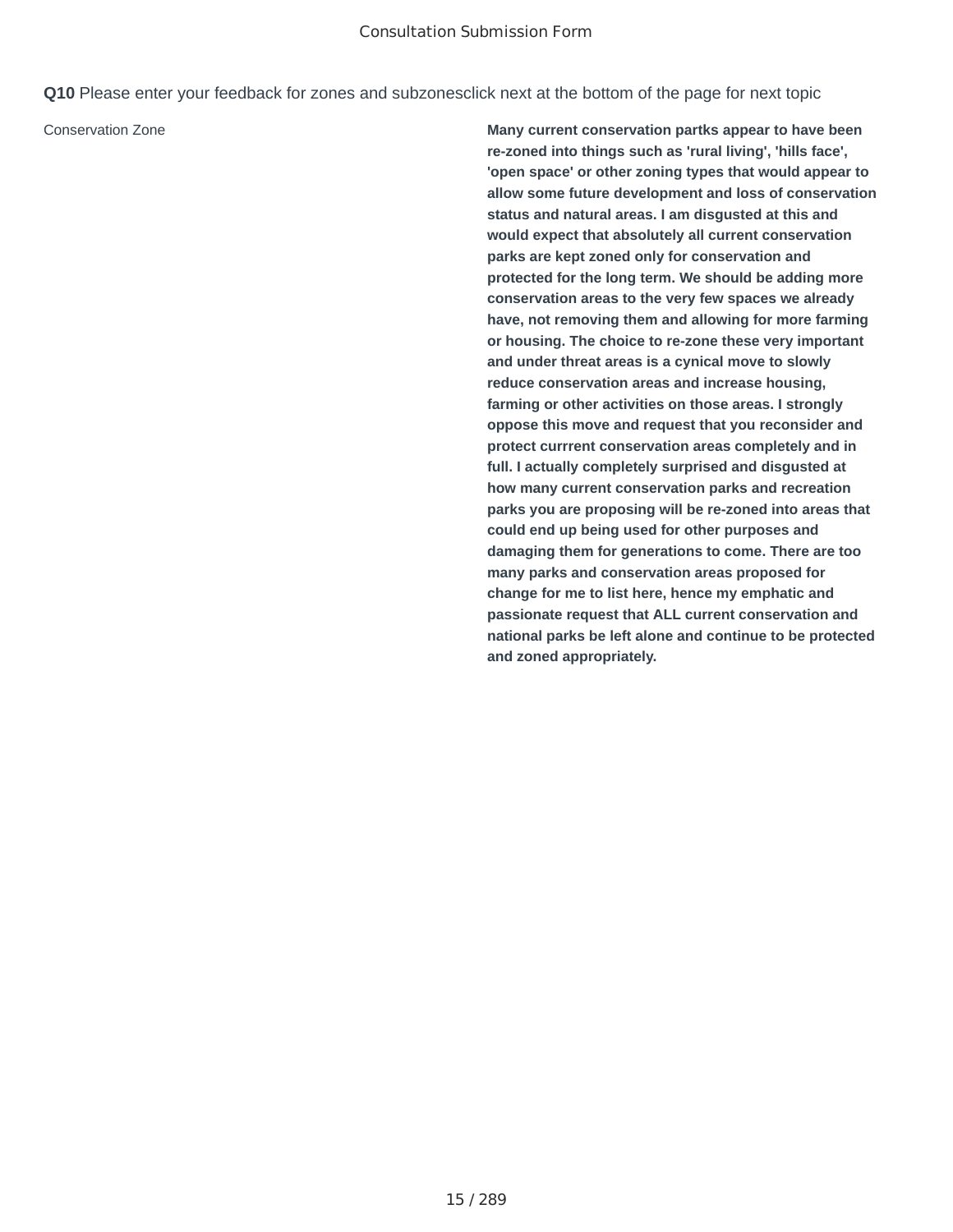**Q10** Please enter your feedback for zones and subzonesclick next at the bottom of the page for next topic

| | |
|---|---|
| Conservation Zone | **Many current conservation partks appear to have been re-zoned into things such as 'rural living', 'hills face', 'open space' or other zoning types that would appear to allow some future development and loss of conservation status and natural areas. I am disgusted at this and would expect that absolutely all current conservation parks are kept zoned only for conservation and protected for the long term. We should be adding more conservation areas to the very few spaces we already have, not removing them and allowing for more farming or housing. The choice to re-zone these very important and under threat areas is a cynical move to slowly reduce conservation areas and increase housing, farming or other activities on those areas. I strongly oppose this move and request that you reconsider and protect currrent conservation areas completely and in full. I actually completely surprised and disgusted at how many current conservation parks and recreation parks you are proposing will be re-zoned into areas that could end up being used for other purposes and damaging them for generations to come. There are too many parks and conservation areas proposed for change for me to list here, hence my emphatic and passionate request that ALL current conservation and national parks be left alone and continue to be protected and zoned appropriately.** |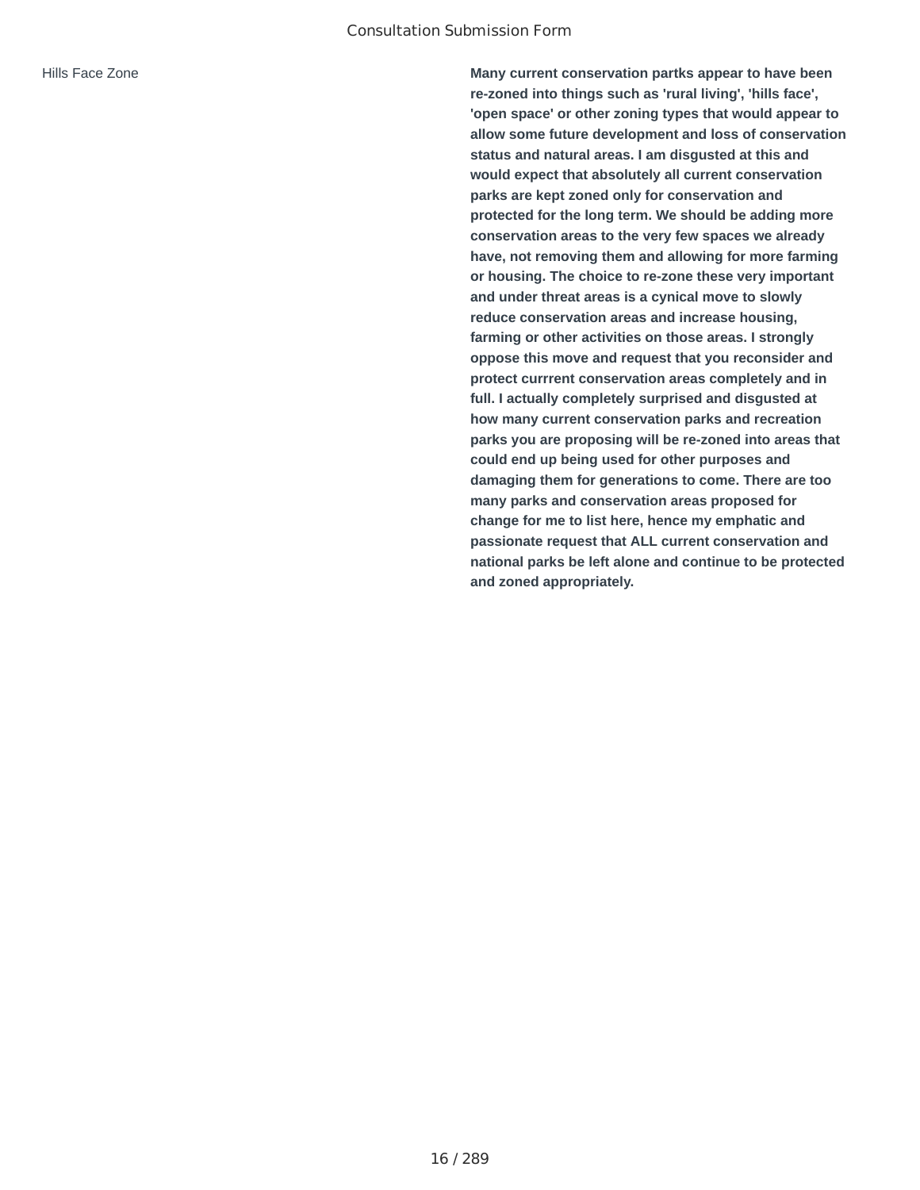Hills Face Zone

**Many current conservation partks appear to have been re-zoned into things such as 'rural living', 'hills face', 'open space' or other zoning types that would appear to allow some future development and loss of conservation status and natural areas. I am disgusted at this and would expect that absolutely all current conservation parks are kept zoned only for conservation and protected for the long term. We should be adding more conservation areas to the very few spaces we already have, not removing them and allowing for more farming or housing. The choice to re-zone these very important and under threat areas is a cynical move to slowly reduce conservation areas and increase housing, farming or other activities on those areas. I strongly oppose this move and request that you reconsider and protect currrent conservation areas completely and in full. I actually completely surprised and disgusted at how many current conservation parks and recreation parks you are proposing will be re-zoned into areas that could end up being used for other purposes and damaging them for generations to come. There are too many parks and conservation areas proposed for change for me to list here, hence my emphatic and passionate request that ALL current conservation and national parks be left alone and continue to be protected and zoned appropriately.**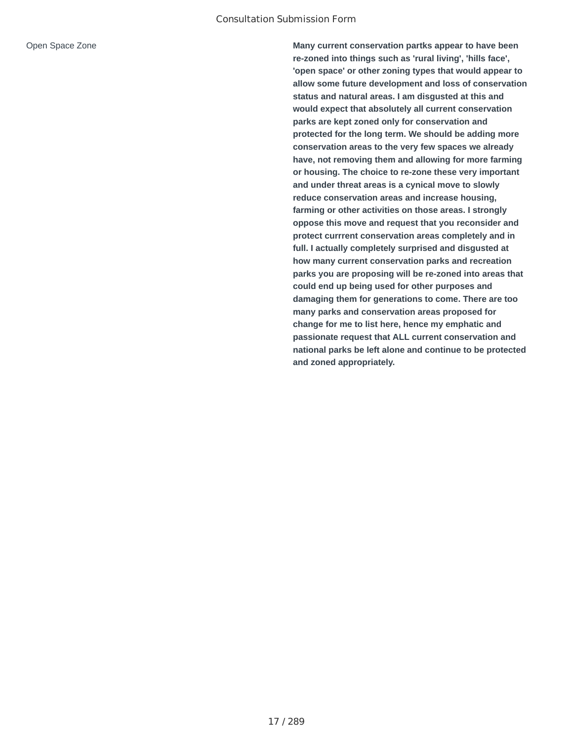Consultation Submission Form

| Open Space Zone | **Many current conservation partks appear to have been re-zoned into things such as 'rural living', 'hills face', 'open space' or other zoning types that would appear to allow some future development and loss of conservation status and natural areas. I am disgusted at this and would expect that absolutely all current conservation parks are kept zoned only for conservation and protected for the long term. We should be adding more conservation areas to the very few spaces we already have, not removing them and allowing for more farming or housing. The choice to re-zone these very important and under threat areas is a cynical move to slowly reduce conservation areas and increase housing, farming or other activities on those areas. I strongly oppose this move and request that you reconsider and protect currrent conservation areas completely and in full. I actually completely surprised and disgusted at how many current conservation parks and recreation parks you are proposing will be re-zoned into areas that could end up being used for other purposes and damaging them for generations to come. There are too many parks and conservation areas proposed for change for me to list here, hence my emphatic and passionate request that ALL current conservation and national parks be left alone and continue to be protected and zoned appropriately.** |
|---|---|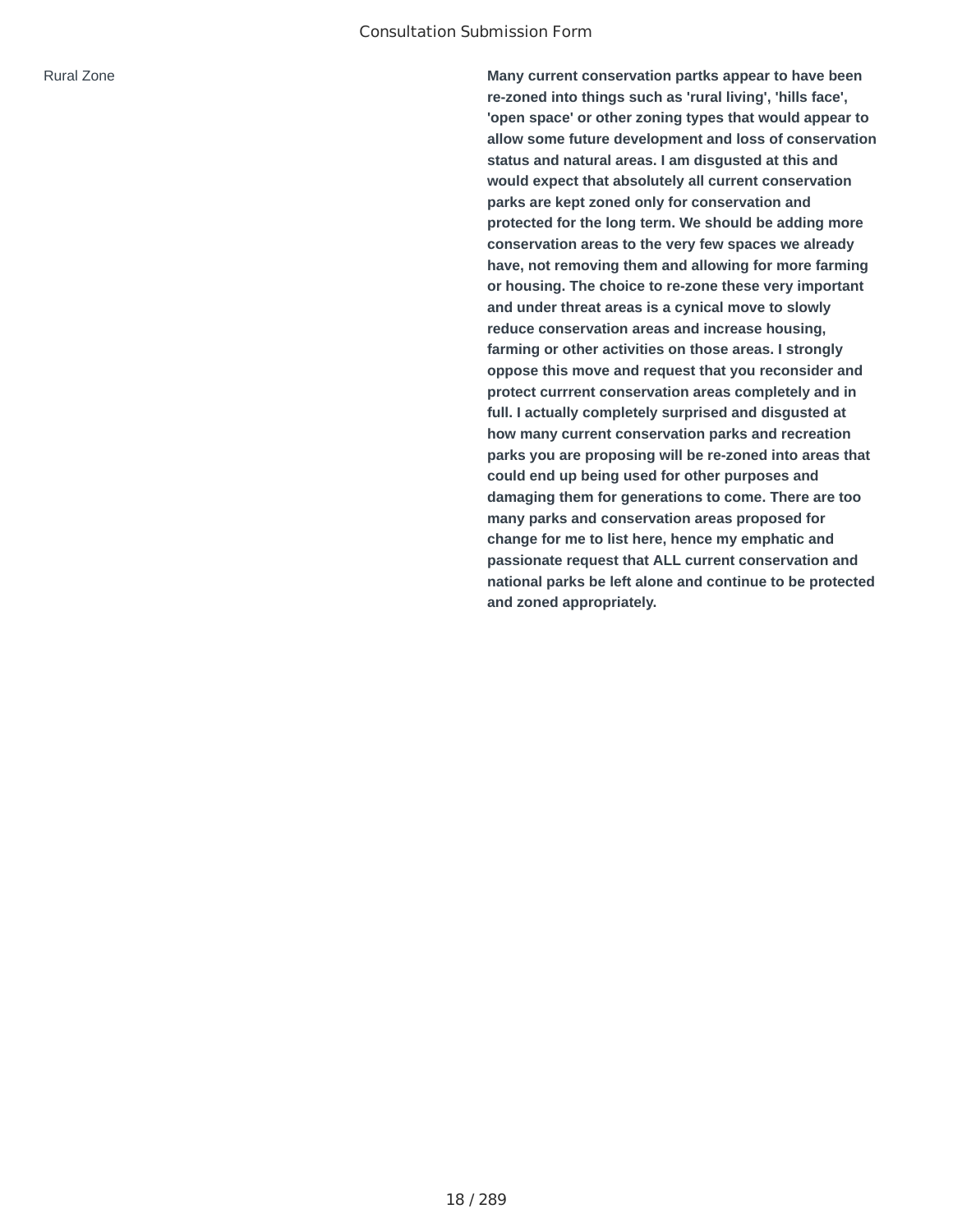Rural Zone

**Many current conservation partks appear to have been re-zoned into things such as 'rural living', 'hills face', 'open space' or other zoning types that would appear to allow some future development and loss of conservation status and natural areas. I am disgusted at this and would expect that absolutely all current conservation parks are kept zoned only for conservation and protected for the long term. We should be adding more conservation areas to the very few spaces we already have, not removing them and allowing for more farming or housing. The choice to re-zone these very important and under threat areas is a cynical move to slowly reduce conservation areas and increase housing, farming or other activities on those areas. I strongly oppose this move and request that you reconsider and protect currrent conservation areas completely and in full. I actually completely surprised and disgusted at how many current conservation parks and recreation parks you are proposing will be re-zoned into areas that could end up being used for other purposes and damaging them for generations to come. There are too many parks and conservation areas proposed for change for me to list here, hence my emphatic and passionate request that ALL current conservation and national parks be left alone and continue to be protected and zoned appropriately.**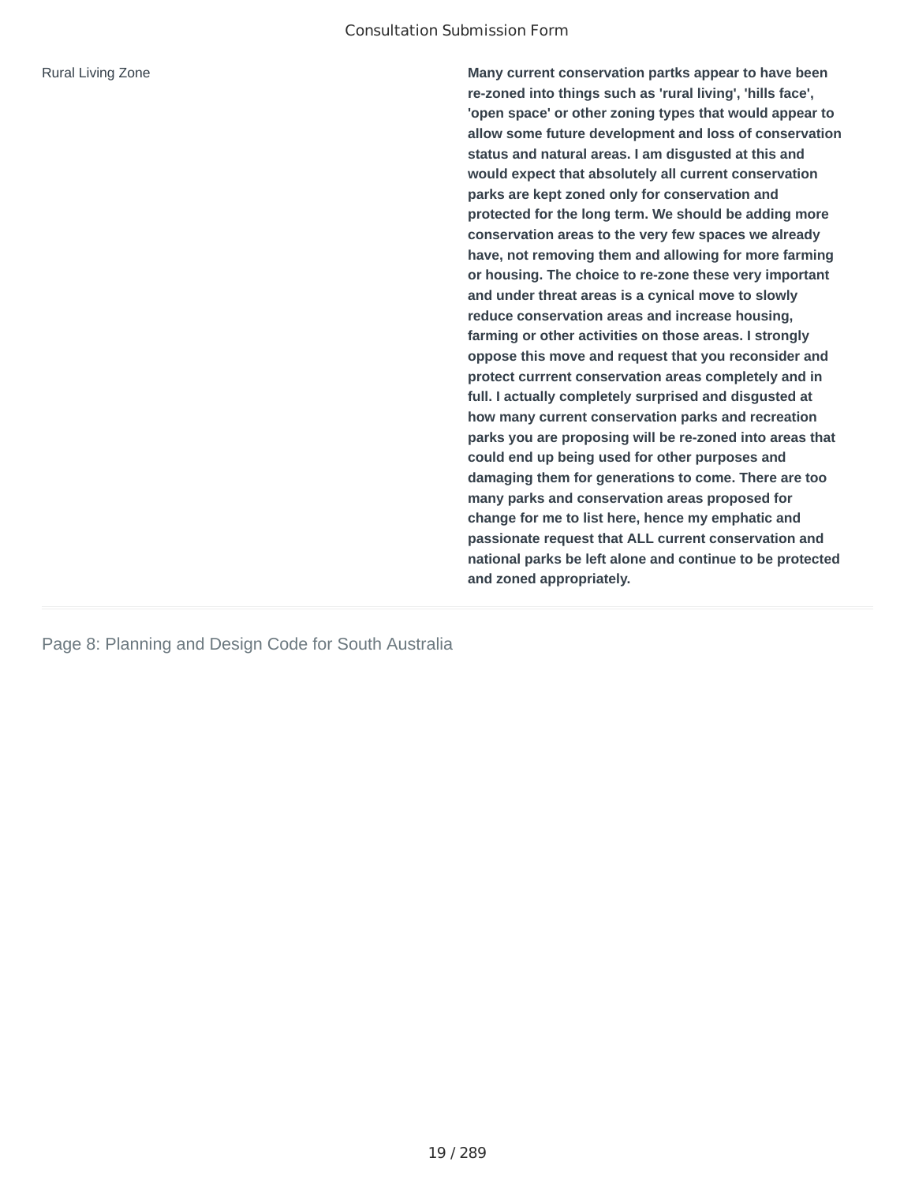| | |
|---|---|
| Rural Living Zone | **Many current conservation partks appear to have been re-zoned into things such as 'rural living', 'hills face', 'open space' or other zoning types that would appear to allow some future development and loss of conservation status and natural areas. I am disgusted at this and would expect that absolutely all current conservation parks are kept zoned only for conservation and protected for the long term. We should be adding more conservation areas to the very few spaces we already have, not removing them and allowing for more farming or housing. The choice to re-zone these very important and under threat areas is a cynical move to slowly reduce conservation areas and increase housing, farming or other activities on those areas. I strongly oppose this move and request that you reconsider and protect currrent conservation areas completely and in full. I actually completely surprised and disgusted at how many current conservation parks and recreation parks you are proposing will be re-zoned into areas that could end up being used for other purposes and damaging them for generations to come. There are too many parks and conservation areas proposed for change for me to list here, hence my emphatic and passionate request that ALL current conservation and national parks be left alone and continue to be protected and zoned appropriately.** |

## Page 8: Planning and Design Code for South Australia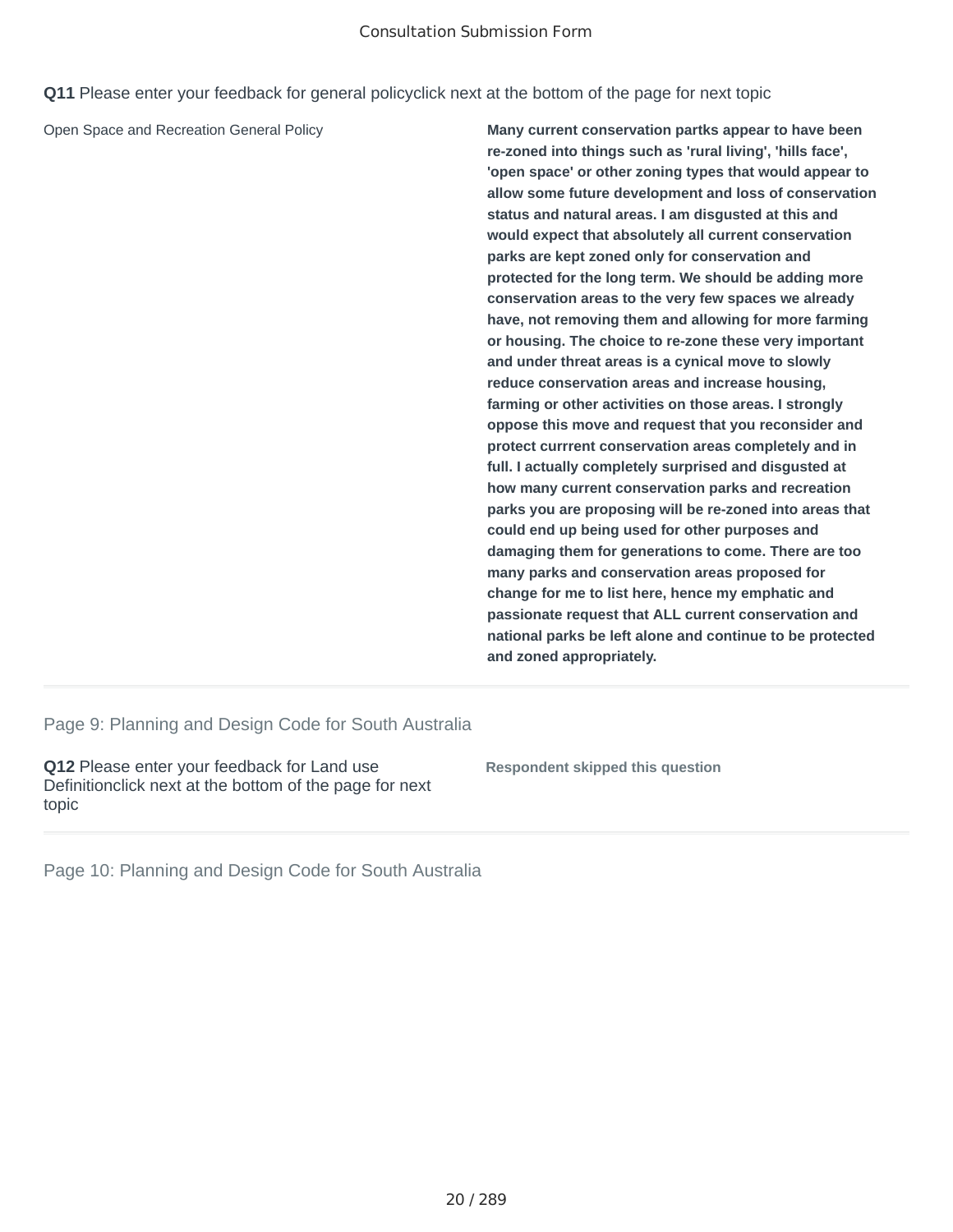**Q11** Please enter your feedback for general policyclick next at the bottom of the page for next topic

| | |
|---|---|
| Open Space and Recreation General Policy | **Many current conservation partks appear to have been re-zoned into things such as 'rural living', 'hills face', 'open space' or other zoning types that would appear to allow some future development and loss of conservation status and natural areas. I am disgusted at this and would expect that absolutely all current conservation parks are kept zoned only for conservation and protected for the long term. We should be adding more conservation areas to the very few spaces we already have, not removing them and allowing for more farming or housing. The choice to re-zone these very important and under threat areas is a cynical move to slowly reduce conservation areas and increase housing, farming or other activities on those areas. I strongly oppose this move and request that you reconsider and protect currrent conservation areas completely and in full. I actually completely surprised and disgusted at how many current conservation parks and recreation parks you are proposing will be re-zoned into areas that could end up being used for other purposes and damaging them for generations to come. There are too many parks and conservation areas proposed for change for me to list here, hence my emphatic and passionate request that ALL current conservation and national parks be left alone and continue to be protected and zoned appropriately.** |

## Page 9: Planning and Design Code for South Australia

**Q12** Please enter your feedback for Land use Definitionclick next at the bottom of the page for next topic

**Respondent skipped this question**

## Page 10: Planning and Design Code for South Australia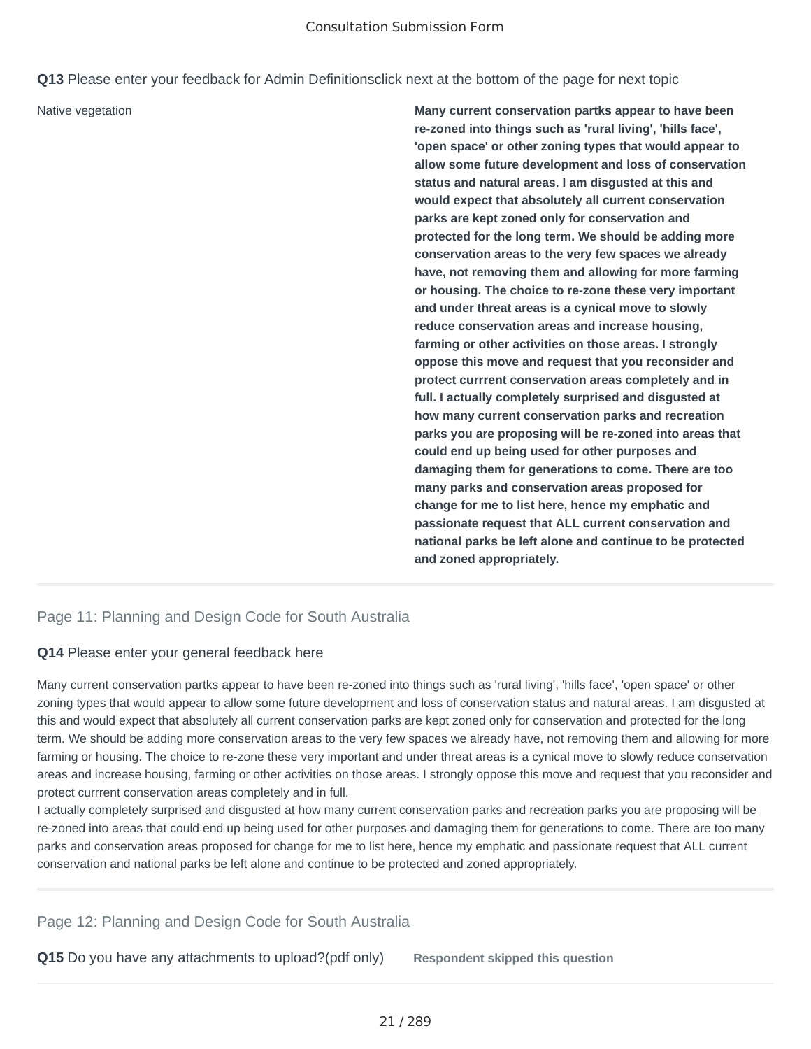**Q13** Please enter your feedback for Admin Definitionsclick next at the bottom of the page for next topic

| | |
|---|---|
| Native vegetation | **Many current conservation partks appear to have been re-zoned into things such as 'rural living', 'hills face', 'open space' or other zoning types that would appear to allow some future development and loss of conservation status and natural areas. I am disgusted at this and would expect that absolutely all current conservation parks are kept zoned only for conservation and protected for the long term. We should be adding more conservation areas to the very few spaces we already have, not removing them and allowing for more farming or housing. The choice to re-zone these very important and under threat areas is a cynical move to slowly reduce conservation areas and increase housing, farming or other activities on those areas. I strongly oppose this move and request that you reconsider and protect currrent conservation areas completely and in full. I actually completely surprised and disgusted at how many current conservation parks and recreation parks you are proposing will be re-zoned into areas that could end up being used for other purposes and damaging them for generations to come. There are too many parks and conservation areas proposed for change for me to list here, hence my emphatic and passionate request that ALL current conservation and national parks be left alone and continue to be protected and zoned appropriately.** |

## Page 11: Planning and Design Code for South Australia

**Q14** Please enter your general feedback here

Many current conservation partks appear to have been re-zoned into things such as 'rural living', 'hills face', 'open space' or other zoning types that would appear to allow some future development and loss of conservation status and natural areas. I am disgusted at this and would expect that absolutely all current conservation parks are kept zoned only for conservation and protected for the long term. We should be adding more conservation areas to the very few spaces we already have, not removing them and allowing for more farming or housing. The choice to re-zone these very important and under threat areas is a cynical move to slowly reduce conservation areas and increase housing, farming or other activities on those areas. I strongly oppose this move and request that you reconsider and protect currrent conservation areas completely and in full.
I actually completely surprised and disgusted at how many current conservation parks and recreation parks you are proposing will be re-zoned into areas that could end up being used for other purposes and damaging them for generations to come. There are too many parks and conservation areas proposed for change for me to list here, hence my emphatic and passionate request that ALL current conservation and national parks be left alone and continue to be protected and zoned appropriately.

## Page 12: Planning and Design Code for South Australia

**Q15** Do you have any attachments to upload?(pdf only) **Respondent skipped this question**